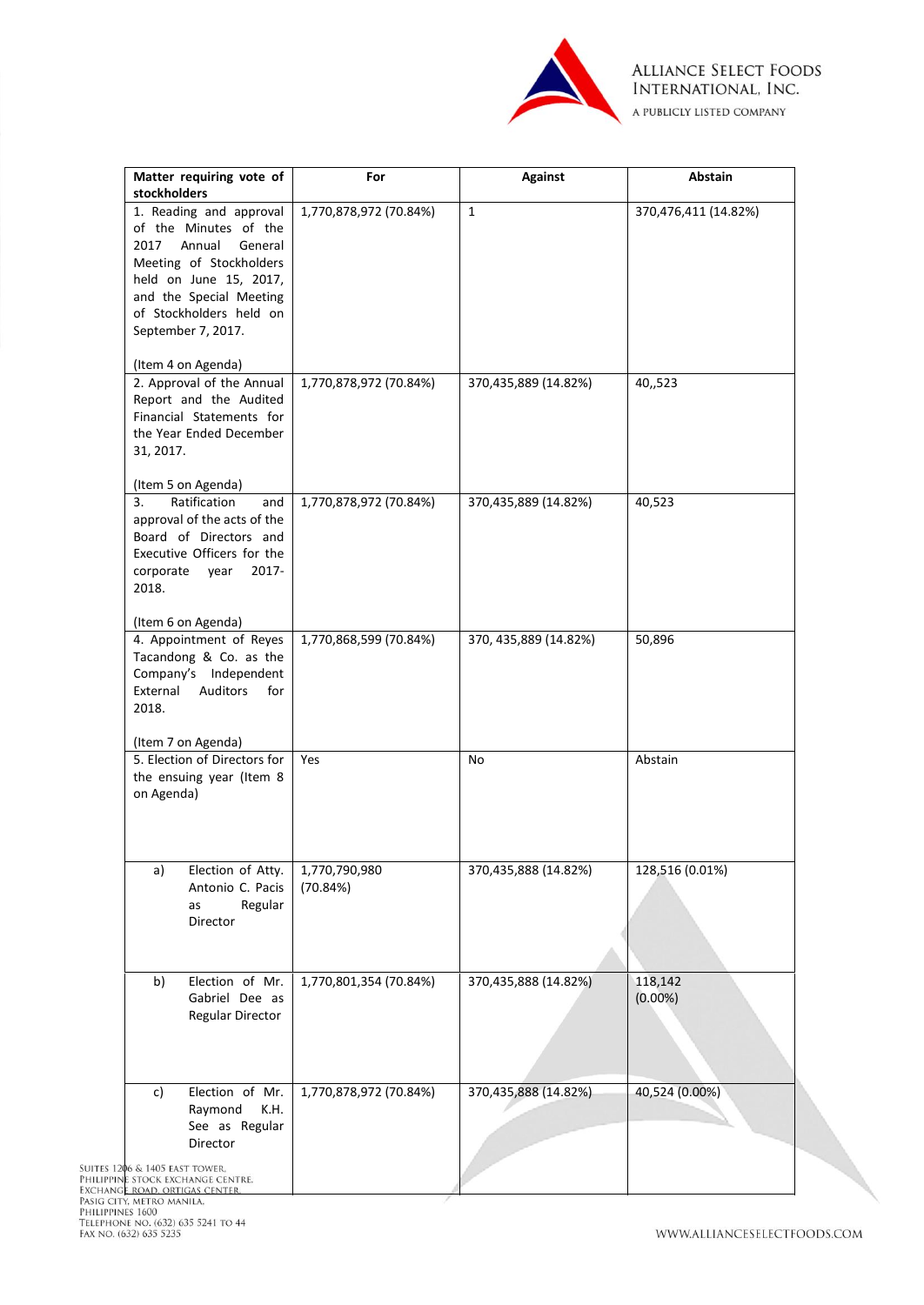| Matter requiring vote of stockholders | For | Against | Abstain |
|---|---|---|---|
| 1. Reading and approval of the Minutes of the 2017 Annual General Meeting of Stockholders held on June 15, 2017, and the Special Meeting of Stockholders held on September 7, 2017.<br><br>(Item 4 on Agenda) | 1,770,878,972 (70.84%) | 1 | 370,476,411 (14.82%) |
| 2. Approval of the Annual Report and the Audited Financial Statements for the Year Ended December 31, 2017.<br><br>(Item 5 on Agenda) | 1,770,878,972 (70.84%) | 370,435,889 (14.82%) | 40,,523 |
| 3. Ratification and approval of the acts of the Board of Directors and Executive Officers for the corporate year 2017-2018.<br><br>(Item 6 on Agenda) | 1,770,878,972 (70.84%) | 370,435,889 (14.82%) | 40,523 |
| 4. Appointment of Reyes Tacandong & Co. as the Company's Independent External Auditors for 2018.<br><br>(Item 7 on Agenda) | 1,770,868,599 (70.84%) | 370, 435,889 (14.82%) | 50,896 |
| 5. Election of Directors for the ensuing year (Item 8 on Agenda) | Yes | No | Abstain |
| a) Election of Atty. Antonio C. Pacis as Regular Director | 1,770,790,980 (70.84%) | 370,435,888 (14.82%) | 128,516 (0.01%) |
| b) Election of Mr. Gabriel Dee as Regular Director | 1,770,801,354 (70.84%) | 370,435,888 (14.82%) | 118,142 (0.00%) |
| c) Election of Mr. Raymond K.H. See as Regular Director | 1,770,878,972 (70.84%) | 370,435,888 (14.82%) | 40,524 (0.00%) |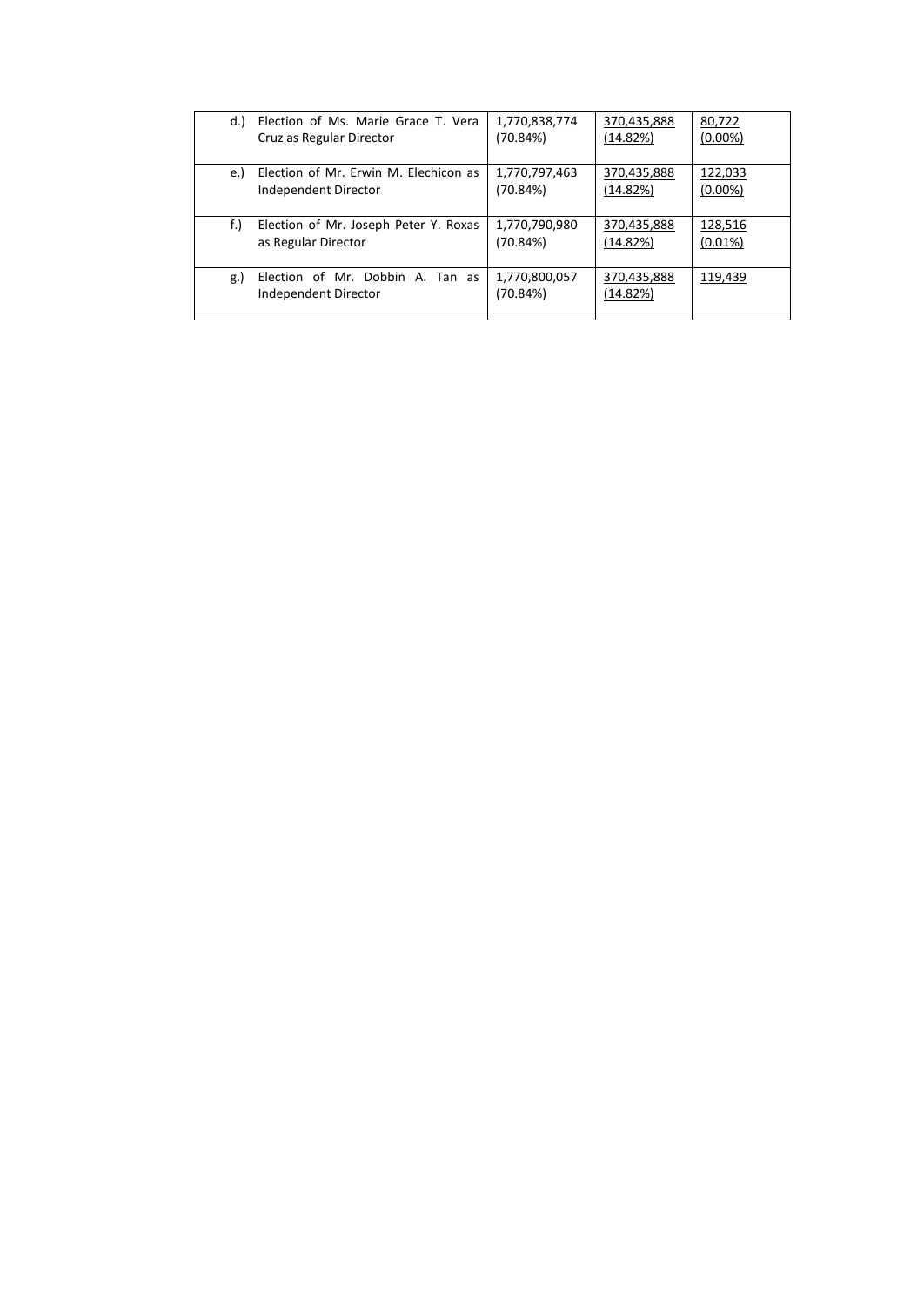| | | | | |
|---|---|---|---|---|
| d.) | Election of Ms. Marie Grace T. Vera Cruz as Regular Director | 1,770,838,774 (70.84%) | 370,435,888 (14.82%) | 80,722 (0.00%) |
| e.) | Election of Mr. Erwin M. Elechicon as Independent Director | 1,770,797,463 (70.84%) | 370,435,888 (14.82%) | 122,033 (0.00%) |
| f.) | Election of Mr. Joseph Peter Y. Roxas as Regular Director | 1,770,790,980 (70.84%) | 370,435,888 (14.82%) | 128,516 (0.01%) |
| g.) | Election of Mr. Dobbin A. Tan as Independent Director | 1,770,800,057 (70.84%) | 370,435,888 (14.82%) | 119,439 |